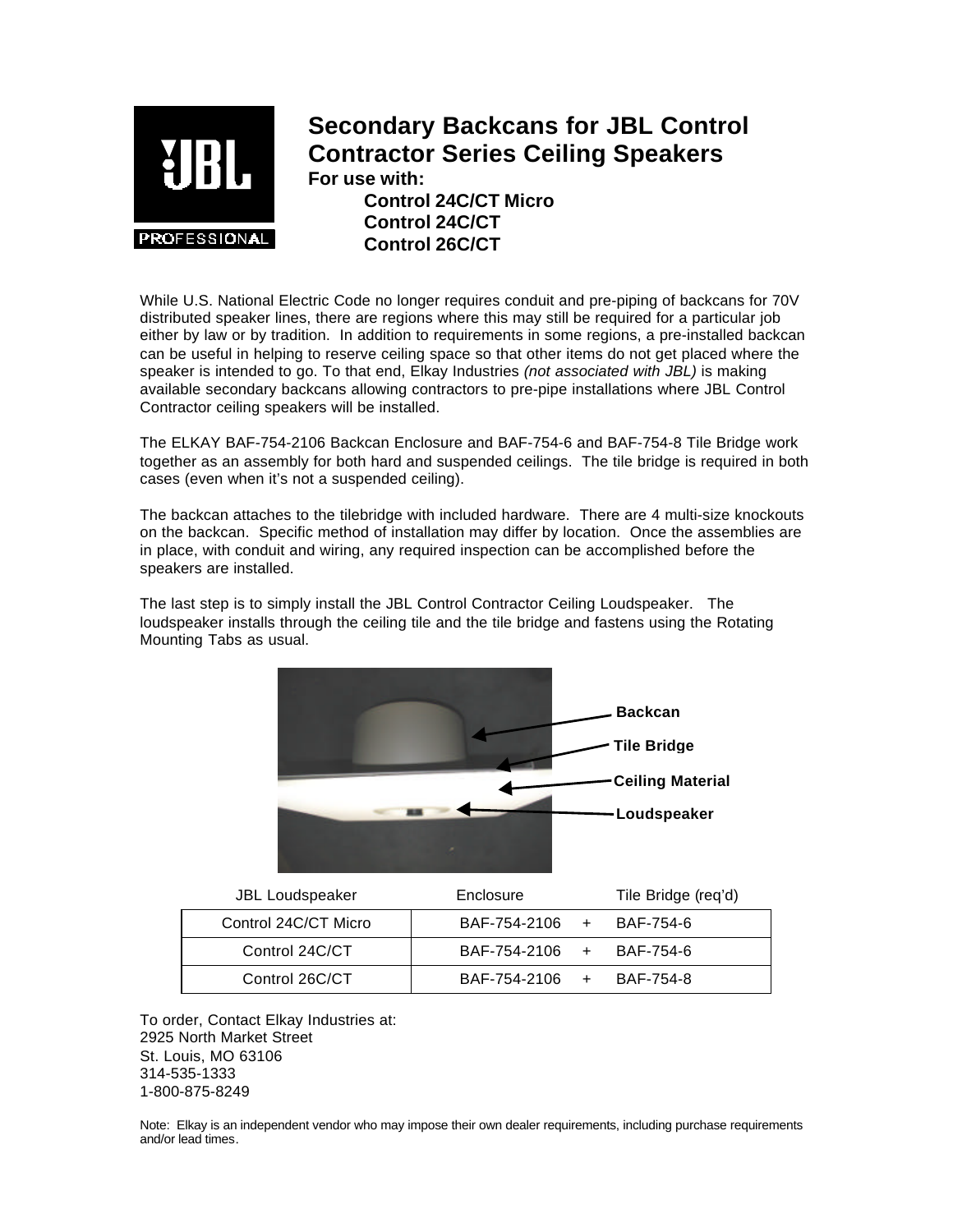# Secondary Backcans for JBL Control Contractor Series Ceiling Speakers

**For use with:**

- **Control 24C/CT Micro**
- **Control 24C/CT**
- **Control 26C/CT**

While U.S. National Electric Code no longer requires conduit and pre-piping of backcans for 70V distributed speaker lines, there are regions where this may still be required for a particular job either by law or by tradition. In addition to requirements in some regions, a pre-installed backcan can be useful in helping to reserve ceiling space so that other items do not get placed where the speaker is intended to go. To that end, Elkay Industries *(not associated with JBL)* is making available secondary backcans allowing contractors to pre-pipe installations where JBL Control Contractor ceiling speakers will be installed.

The ELKAY BAF-754-2106 Backcan Enclosure and BAF-754-6 and BAF-754-8 Tile Bridge work together as an assembly for both hard and suspended ceilings. The tile bridge is required in both cases (even when it's not a suspended ceiling).

The backcan attaches to the tilebridge with included hardware. There are 4 multi-size knockouts on the backcan. Specific method of installation may differ by location. Once the assemblies are in place, with conduit and wiring, any required inspection can be accomplished before the speakers are installed.

The last step is to simply install the JBL Control Contractor Ceiling Loudspeaker. The loudspeaker installs through the ceiling tile and the tile bridge and fastens using the Rotating Mounting Tabs as usual.

**Backcan**
**Tile Bridge**
**Ceiling Material**
**Loudspeaker**

| JBL Loudspeaker | Enclosure | | Tile Bridge (req'd) |
|---|---|---|---|
| Control 24C/CT Micro | BAF-754-2106 | + | BAF-754-6 |
| Control 24C/CT | BAF-754-2106 | + | BAF-754-6 |
| Control 26C/CT | BAF-754-2106 | + | BAF-754-8 |

To order, Contact Elkay Industries at:
2925 North Market Street
St. Louis, MO 63106
314-535-1333
1-800-875-8249

Note: Elkay is an independent vendor who may impose their own dealer requirements, including purchase requirements and/or lead times.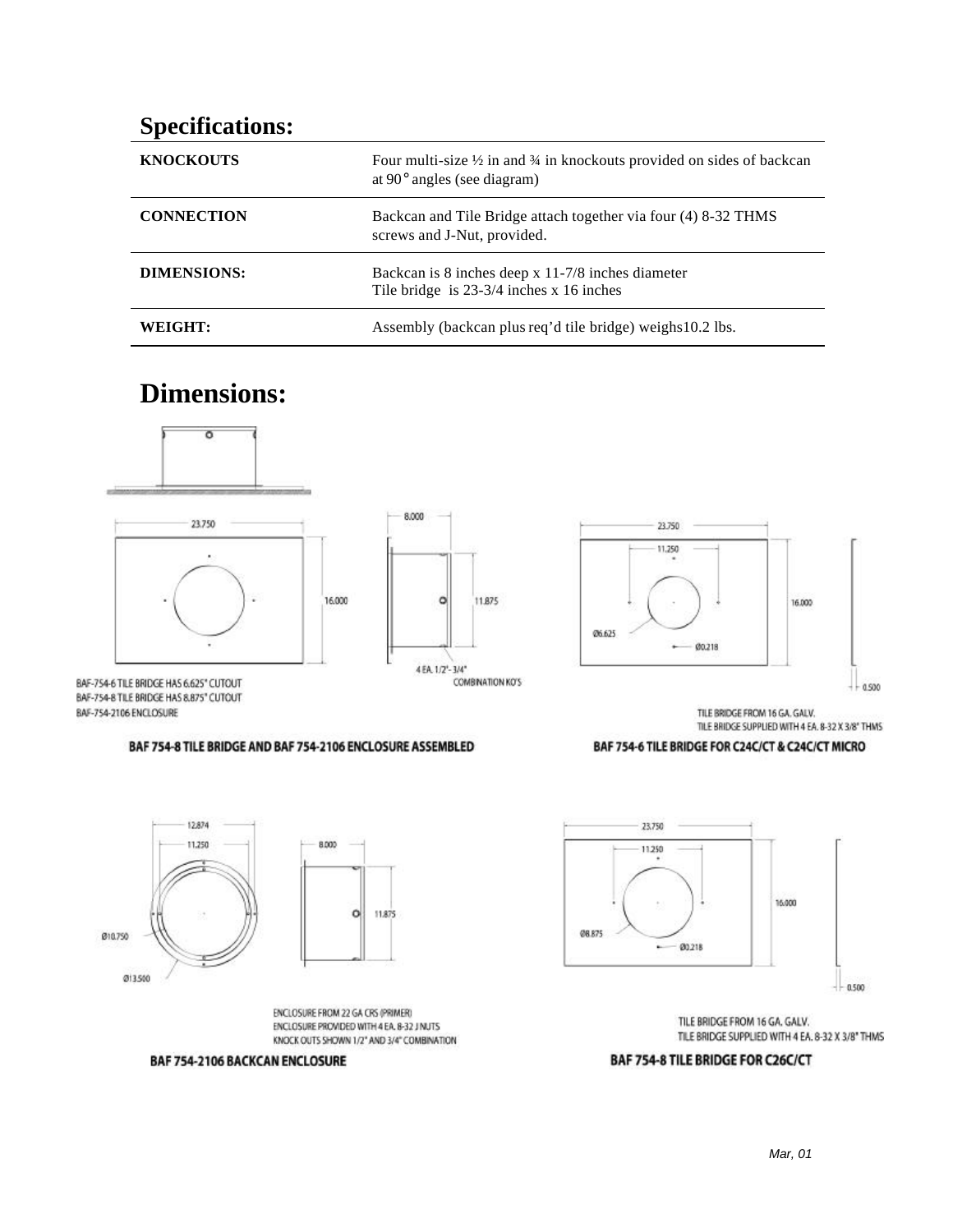## Specifications:

| | |
|---|---|
| **KNOCKOUTS** | Four multi-size ½ in and ¾ in knockouts provided on sides of backcan at 90° angles (see diagram) |
| **CONNECTION** | Backcan and Tile Bridge attach together via four (4) 8-32 THMS screws and J-Nut, provided. |
| **DIMENSIONS:** | Backcan is 8 inches deep x 11-7/8 inches diameter<br>Tile bridge is 23-3/4 inches x 16 inches |
| **WEIGHT:** | Assembly (backcan plus req'd tile bridge) weighs10.2 lbs. |

## Dimensions:

23.750
16.000
8.000
11.875
4 EA. 1/2"- 3/4" COMBINATION KO'S

BAF-754-6 TILE BRIDGE HAS 6.625" CUTOUT
BAF-754-8 TILE BRIDGE HAS 8.875" CUTOUT
BAF-754-2106 ENCLOSURE

**BAF 754-8 TILE BRIDGE AND BAF 754-2106 ENCLOSURE ASSEMBLED**

23.750
11.250
16.000
Ø6.625
Ø0.218
0.500

TILE BRIDGE FROM 16 GA. GALV.
TILE BRIDGE SUPPLIED WITH 4 EA. 8-32 X 3/8" THMS

**BAF 754-6 TILE BRIDGE FOR C24C/CT & C24C/CT MICRO**

12.874
11.250
Ø10.750
Ø13.500
8.000
11.875

ENCLOSURE FROM 22 GA CRS (PRIMER)
ENCLOSURE PROVIDED WITH 4 EA. 8-32 J NUTS
KNOCK OUTS SHOWN 1/2" AND 3/4" COMBINATION

**BAF 754-2106 BACKCAN ENCLOSURE**

23.750
11.250
16.000
Ø8.875
Ø0.218
0.500

TILE BRIDGE FROM 16 GA. GALV.
TILE BRIDGE SUPPLIED WITH 4 EA. 8-32 X 3/8" THMS

**BAF 754-8 TILE BRIDGE FOR C26C/CT**

*Mar, 01*